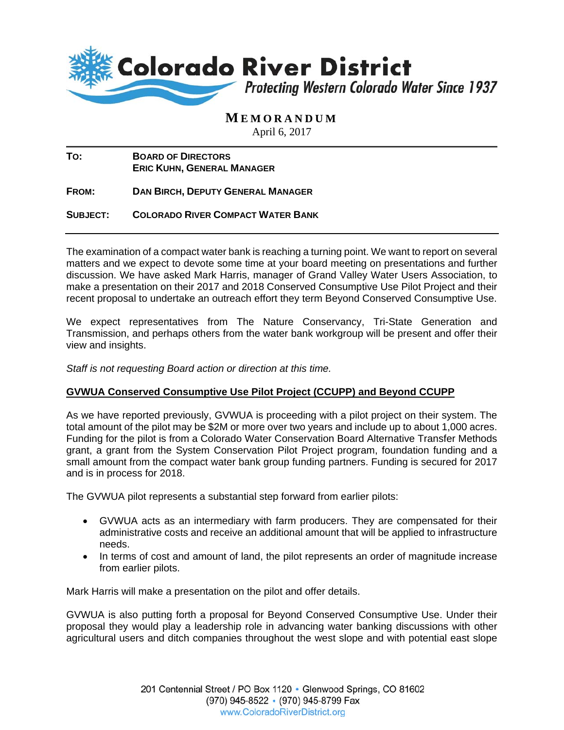# Colorado River District

*Protecting Western Colorado Water Since 1937*

## MEMORANDUM

April 6, 2017

**TO:** BOARD OF DIRECTORS
ERIC KUHN, GENERAL MANAGER

**FROM:** DAN BIRCH, DEPUTY GENERAL MANAGER

**SUBJECT:** COLORADO RIVER COMPACT WATER BANK

---

The examination of a compact water bank is reaching a turning point. We want to report on several matters and we expect to devote some time at your board meeting on presentations and further discussion. We have asked Mark Harris, manager of Grand Valley Water Users Association, to make a presentation on their 2017 and 2018 Conserved Consumptive Use Pilot Project and their recent proposal to undertake an outreach effort they term Beyond Conserved Consumptive Use.

We expect representatives from The Nature Conservancy, Tri-State Generation and Transmission, and perhaps others from the water bank workgroup will be present and offer their view and insights.

*Staff is not requesting Board action or direction at this time.*

**GVWUA Conserved Consumptive Use Pilot Project (CCUPP) and Beyond CCUPP**

As we have reported previously, GVWUA is proceeding with a pilot project on their system. The total amount of the pilot may be $2M or more over two years and include up to about 1,000 acres. Funding for the pilot is from a Colorado Water Conservation Board Alternative Transfer Methods grant, a grant from the System Conservation Pilot Project program, foundation funding and a small amount from the compact water bank group funding partners. Funding is secured for 2017 and is in process for 2018.

The GVWUA pilot represents a substantial step forward from earlier pilots:

- GVWUA acts as an intermediary with farm producers. They are compensated for their administrative costs and receive an additional amount that will be applied to infrastructure needs.
- In terms of cost and amount of land, the pilot represents an order of magnitude increase from earlier pilots.

Mark Harris will make a presentation on the pilot and offer details.

GVWUA is also putting forth a proposal for Beyond Conserved Consumptive Use. Under their proposal they would play a leadership role in advancing water banking discussions with other agricultural users and ditch companies throughout the west slope and with potential east slope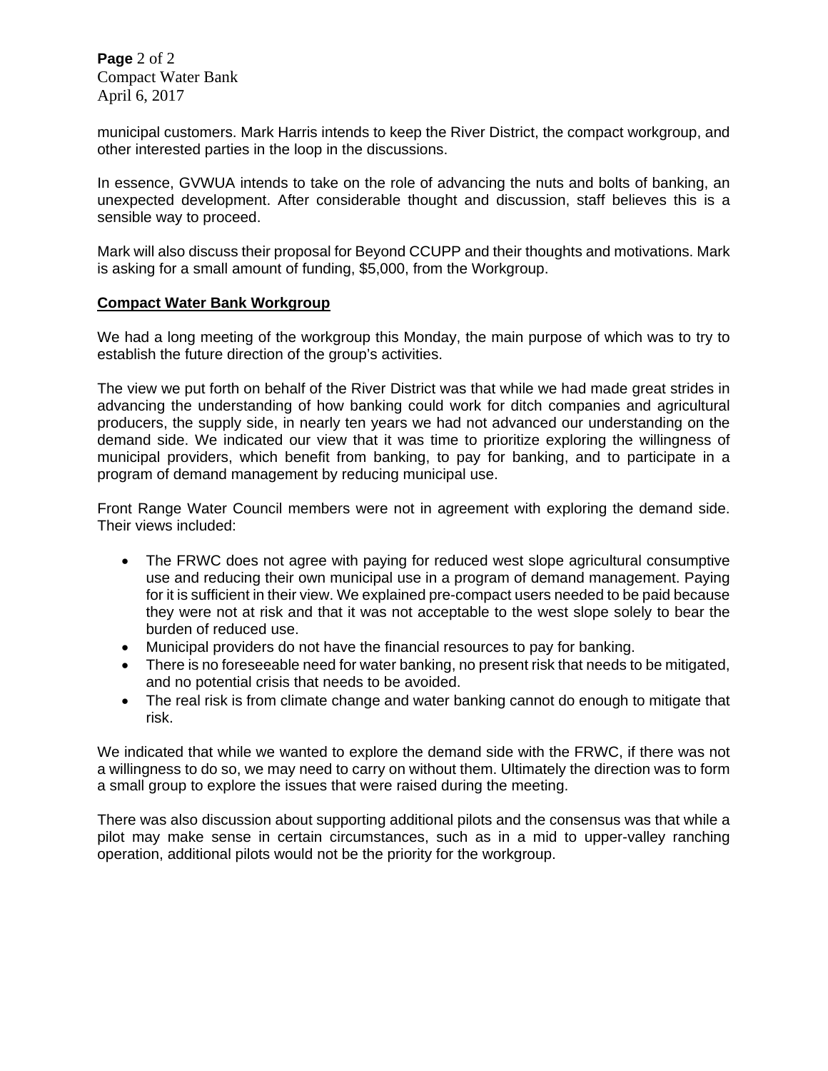municipal customers. Mark Harris intends to keep the River District, the compact workgroup, and other interested parties in the loop in the discussions.

In essence, GVWUA intends to take on the role of advancing the nuts and bolts of banking, an unexpected development. After considerable thought and discussion, staff believes this is a sensible way to proceed.

Mark will also discuss their proposal for Beyond CCUPP and their thoughts and motivations. Mark is asking for a small amount of funding, $5,000, from the Workgroup.

**Compact Water Bank Workgroup**

We had a long meeting of the workgroup this Monday, the main purpose of which was to try to establish the future direction of the group's activities.

The view we put forth on behalf of the River District was that while we had made great strides in advancing the understanding of how banking could work for ditch companies and agricultural producers, the supply side, in nearly ten years we had not advanced our understanding on the demand side. We indicated our view that it was time to prioritize exploring the willingness of municipal providers, which benefit from banking, to pay for banking, and to participate in a program of demand management by reducing municipal use.

Front Range Water Council members were not in agreement with exploring the demand side. Their views included:

- The FRWC does not agree with paying for reduced west slope agricultural consumptive use and reducing their own municipal use in a program of demand management. Paying for it is sufficient in their view. We explained pre-compact users needed to be paid because they were not at risk and that it was not acceptable to the west slope solely to bear the burden of reduced use.
- Municipal providers do not have the financial resources to pay for banking.
- There is no foreseeable need for water banking, no present risk that needs to be mitigated, and no potential crisis that needs to be avoided.
- The real risk is from climate change and water banking cannot do enough to mitigate that risk.

We indicated that while we wanted to explore the demand side with the FRWC, if there was not a willingness to do so, we may need to carry on without them. Ultimately the direction was to form a small group to explore the issues that were raised during the meeting.

There was also discussion about supporting additional pilots and the consensus was that while a pilot may make sense in certain circumstances, such as in a mid to upper-valley ranching operation, additional pilots would not be the priority for the workgroup.